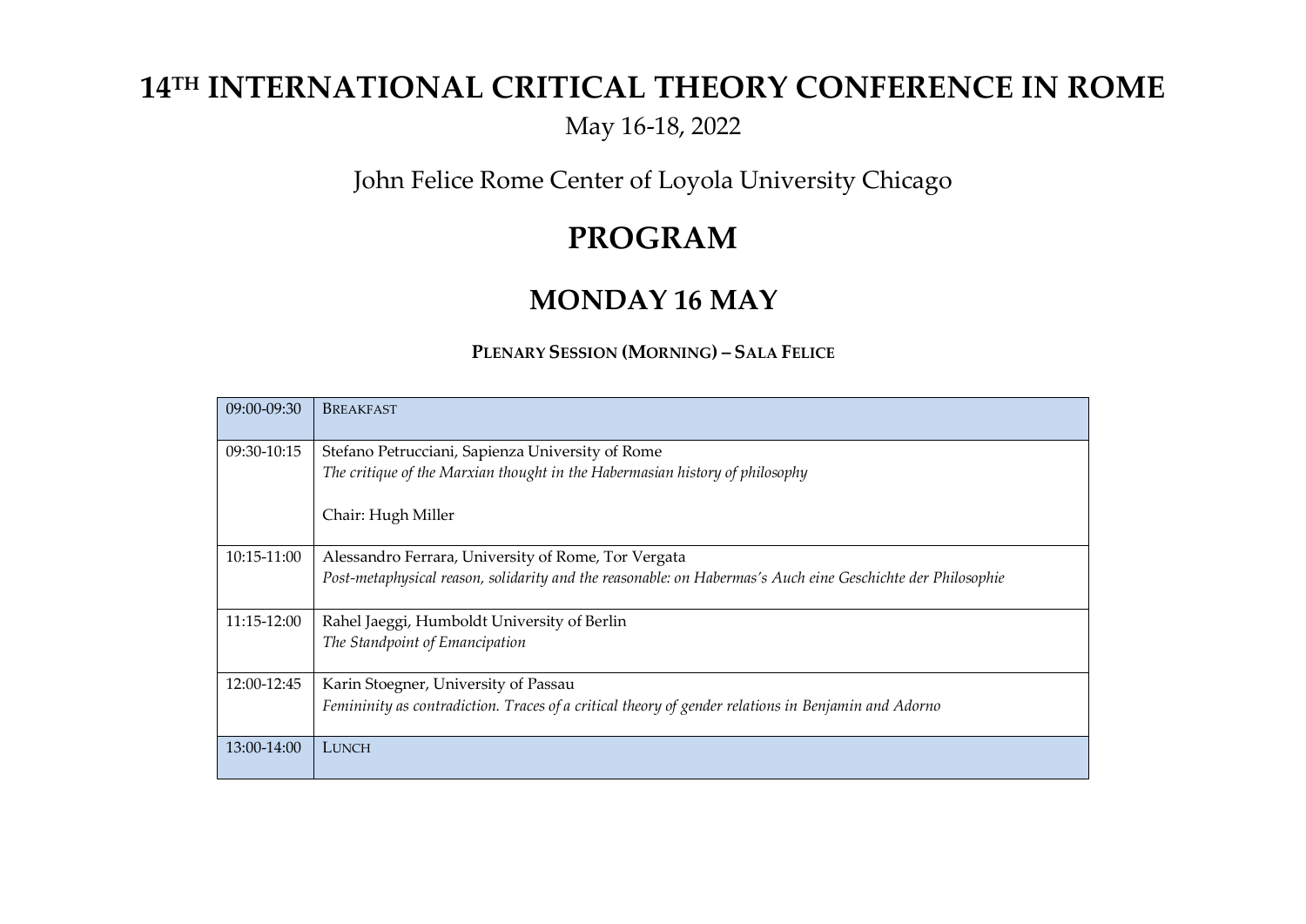# 14TH INTERNATIONAL CRITICAL THEORY CONFERENCE IN ROME

May 16-18, 2022

John Felice Rome Center of Loyola University Chicago

# PROGRAM

## MONDAY 16 MAY

**PLENARY SESSION (MORNING) – SALA FELICE**

| | |
|---|---|
| 09:00-09:30 | BREAKFAST |
| 09:30-10:15 | Stefano Petrucciani, Sapienza University of Rome<br>*The critique of the Marxian thought in the Habermasian history of philosophy*<br><br>Chair: Hugh Miller |
| 10:15-11:00 | Alessandro Ferrara, University of Rome, Tor Vergata<br>*Post-metaphysical reason, solidarity and the reasonable: on Habermas's Auch eine Geschichte der Philosophie* |
| 11:15-12:00 | Rahel Jaeggi, Humboldt University of Berlin<br>*The Standpoint of Emancipation* |
| 12:00-12:45 | Karin Stoegner, University of Passau<br>*Femininity as contradiction. Traces of a critical theory of gender relations in Benjamin and Adorno* |
| 13:00-14:00 | LUNCH |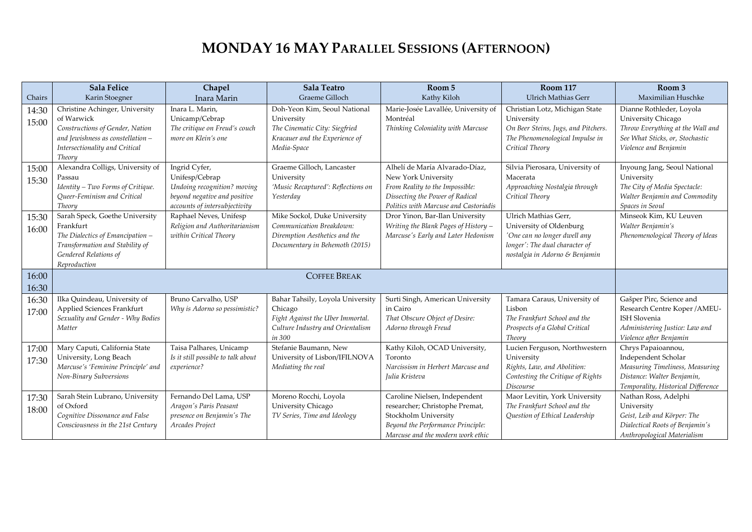# MONDAY 16 MAY PARALLEL SESSIONS (AFTERNOON)

| Chairs | **Sala Felice**<br>Karin Stoegner | **Chapel**<br>Inara Marin | **Sala Teatro**<br>Graeme Gilloch | **Room 5**<br>Kathy Kiloh | **Room 117**<br>Ulrich Mathias Gerr | **Room 3**<br>Maximilian Huschke |
|---|---|---|---|---|---|---|
| 14:30<br>15:00 | Christine Achinger, University of Warwick<br>*Constructions of Gender, Nation and Jewishness as constellation – Intersectionality and Critical Theory* | Inara L. Marin, Unicamp/Cebrap<br>*The critique on Freud's couch more on Klein's one* | Doh-Yeon Kim, Seoul National University<br>*The Cinematic City: Siegfried Kracauer and the Experience of Media-Space* | Marie-Josée Lavallée, University of Montréal<br>*Thinking Coloniality with Marcuse* | Christian Lotz, Michigan State University<br>*On Beer Steins, Jugs, and Pitchers. The Phenomenological Impulse in Critical Theory* | Dianne Rothleder, Loyola University Chicago<br>*Throw Everything at the Wall and See What Sticks, or, Stochastic Violence and Benjamin* |
| 15:00<br>15:30 | Alexandra Colligs, University of Passau<br>*Identity – Two Forms of Critique. Queer-Feminism and Critical Theory* | Ingrid Cyfer, Unifesp/Cebrap<br>*Undoing recognition? moving beyond negative and positive accounts of intersubjectivity* | Graeme Gilloch, Lancaster University<br>*'Music Recaptured': Reflections on Yesterday* | Alhelí de María Alvarado-Díaz, New York University<br>*From Reality to the Impossible: Dissecting the Power of Radical Politics with Marcuse and Castoriadis* | Silvia Pierosara, University of Macerata<br>*Approaching Nostalgia through Critical Theory* | Inyoung Jang, Seoul National University<br>*The City of Media Spectacle: Walter Benjamin and Commodity Spaces in Seoul* |
| 15:30<br>16:00 | Sarah Speck, Goethe University Frankfurt<br>*The Dialectics of Emancipation – Transformation and Stability of Gendered Relations of Reproduction* | Raphael Neves, Unifesp<br>*Religion and Authoritarianism within Critical Theory* | Mike Sockol, Duke University<br>*Communication Breakdown: Diremption Aesthetics and the Documentary in Behemoth (2015)* | Dror Yinon, Bar-Ilan University<br>*Writing the Blank Pages of History – Marcuse's Early and Later Hedonism* | Ulrich Mathias Gerr, University of Oldenburg<br>*'One can no longer dwell any longer': The dual character of nostalgia in Adorno & Benjamin* | Minseok Kim, KU Leuven<br>*Walter Benjamin's Phenomenological Theory of Ideas* |
| 16:00<br>16:30 | COFFEE BREAK | | | | | |
| 16:30<br>17:00 | Ilka Quindeau, University of Applied Sciences Frankfurt<br>*Sexuality and Gender - Why Bodies Matter* | Bruno Carvalho, USP<br>*Why is Adorno so pessimistic?* | Bahar Tahsily, Loyola University Chicago<br>*Fight Against the Uber Immortal. Culture Industry and Orientalism in 300* | Surti Singh, American University in Cairo<br>*That Obscure Object of Desire: Adorno through Freud* | Tamara Caraus, University of Lisbon<br>*The Frankfurt School and the Prospects of a Global Critical Theory* | Gašper Pirc, Science and Research Centre Koper /AMEU-ISH Slovenia<br>*Administering Justice: Law and Violence after Benjamin* |
| 17:00<br>17:30 | Mary Caputi, California State University, Long Beach<br>*Marcuse's 'Feminine Principle' and Non-Binary Subversions* | Taisa Palhares, Unicamp<br>*Is it still possible to talk about experience?* | Stefanie Baumann, New University of Lisbon/IFILNOVA<br>*Mediating the real* | Kathy Kiloh, OCAD University, Toronto<br>*Narcissism in Herbert Marcuse and Julia Kristeva* | Lucien Ferguson, Northwestern University<br>*Rights, Law, and Abolition: Contesting the Critique of Rights Discourse* | Chrys Papaioannou, Independent Scholar<br>*Measuring Timeliness, Measuring Distance: Walter Benjamin, Temporality, Historical Difference* |
| 17:30<br>18:00 | Sarah Stein Lubrano, University of Oxford<br>*Cognitive Dissonance and False Consciousness in the 21st Century* | Fernando Del Lama, USP<br>*Aragon's Paris Peasant presence on Benjamin's The Arcades Project* | Moreno Rocchi, Loyola University Chicago<br>*TV Series, Time and Ideology* | Caroline Nielsen, Independent researcher; Christophe Premat, Stockholm University<br>*Beyond the Performance Principle: Marcuse and the modern work ethic* | Maor Levitin, York University<br>*The Frankfurt School and the Question of Ethical Leadership* | Nathan Ross, Adelphi University<br>*Geist, Leib and Körper: The Dialectical Roots of Benjamin's Anthropological Materialism* |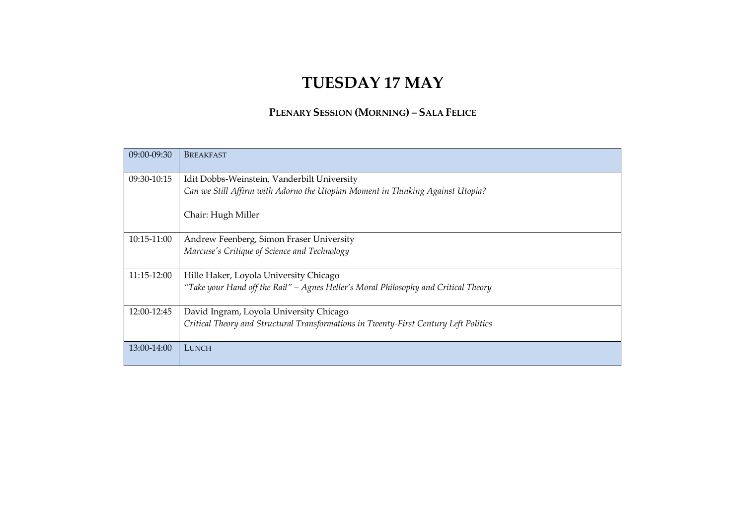# TUESDAY 17 MAY

## PLENARY SESSION (MORNING) – SALA FELICE

| | |
|---|---|
| 09:00-09:30 | BREAKFAST |
| 09:30-10:15 | Idit Dobbs-Weinstein, Vanderbilt University<br>*Can we Still Affirm with Adorno the Utopian Moment in Thinking Against Utopia?*<br><br>Chair: Hugh Miller |
| 10:15-11:00 | Andrew Feenberg, Simon Fraser University<br>*Marcuse's Critique of Science and Technology* |
| 11:15-12:00 | Hille Haker, Loyola University Chicago<br>*"Take your Hand off the Rail" – Agnes Heller's Moral Philosophy and Critical Theory* |
| 12:00-12:45 | David Ingram, Loyola University Chicago<br>*Critical Theory and Structural Transformations in Twenty-First Century Left Politics* |
| 13:00-14:00 | LUNCH |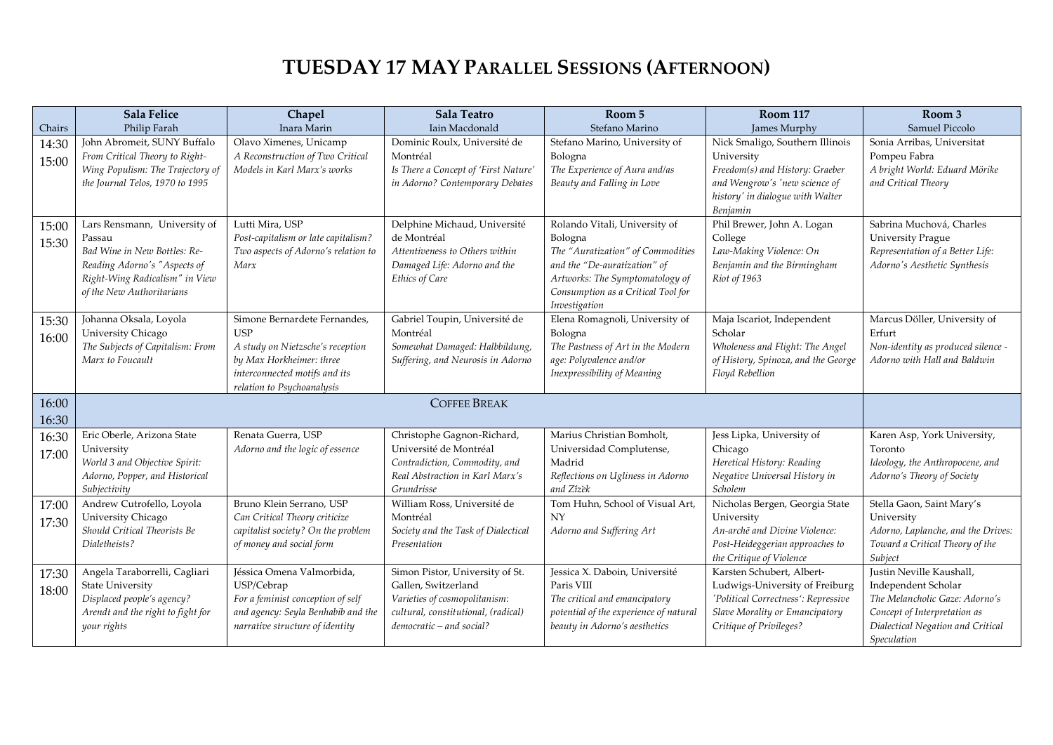# TUESDAY 17 MAY PARALLEL SESSIONS (AFTERNOON)

| | Sala Felice | Chapel | Sala Teatro | Room 5 | Room 117 | Room 3 |
|---|---|---|---|---|---|---|
| Chairs | Philip Farah | Inara Marin | Iain Macdonald | Stefano Marino | James Murphy | Samuel Piccolo |
| 14:30 15:00 | John Abromeit, SUNY Buffalo *From Critical Theory to Right-Wing Populism: The Trajectory of the Journal Telos, 1970 to 1995* | Olavo Ximenes, Unicamp *A Reconstruction of Two Critical Models in Karl Marx's works* | Dominic Roulx, Université de Montréal *Is There a Concept of 'First Nature' in Adorno? Contemporary Debates* | Stefano Marino, University of Bologna *The Experience of Aura and/as Beauty and Falling in Love* | Nick Smaligo, Southern Illinois University *Freedom(s) and History: Graeber and Wengrow's 'new science of history' in dialogue with Walter Benjamin* | Sonia Arribas, Universitat Pompeu Fabra *A bright World: Eduard Mörike and Critical Theory* |
| 15:00 15:30 | Lars Rensmann, University of Passau *Bad Wine in New Bottles: Re-Reading Adorno's "Aspects of Right-Wing Radicalism" in View of the New Authoritarians* | Lutti Mira, USP *Post-capitalism or late capitalism? Two aspects of Adorno's relation to Marx* | Delphine Michaud, Université de Montréal *Attentiveness to Others within Damaged Life: Adorno and the Ethics of Care* | Rolando Vitali, University of Bologna *The "Auratization" of Commodities and the "De-auratization" of Artworks: The Symptomatology of Consumption as a Critical Tool for Investigation* | Phil Brewer, John A. Logan College *Law-Making Violence: On Benjamin and the Birmingham Riot of 1963* | Sabrina Muchová, Charles University Prague *Representation of a Better Life: Adorno's Aesthetic Synthesis* |
| 15:30 16:00 | Johanna Oksala, Loyola University Chicago *The Subjects of Capitalism: From Marx to Foucault* | Simone Bernardete Fernandes, USP *A study on Nietzsche's reception by Max Horkheimer: three interconnected motifs and its relation to Psychoanalysis* | Gabriel Toupin, Université de Montréal *Somewhat Damaged: Halbbildung, Suffering, and Neurosis in Adorno* | Elena Romagnoli, University of Bologna *The Pastness of Art in the Modern age: Polyvalence and/or Inexpressibility of Meaning* | Maja Iscariot, Independent Scholar *Wholeness and Flight: The Angel of History, Spinoza, and the George Floyd Rebellion* | Marcus Döller, University of Erfurt *Non-identity as produced silence - Adorno with Hall and Baldwin* |
| 16:00 16:30 | COFFEE BREAK | | | | | |
| 16:30 17:00 | Eric Oberle, Arizona State University *World 3 and Objective Spirit: Adorno, Popper, and Historical Subjectivity* | Renata Guerra, USP *Adorno and the logic of essence* | Christophe Gagnon-Richard, Université de Montréal *Contradiction, Commodity, and Real Abstraction in Karl Marx's Grundrisse* | Marius Christian Bomholt, Universidad Complutense, Madrid *Reflections on Ugliness in Adorno and Žižek* | Jess Lipka, University of Chicago *Heretical History: Reading Negative Universal History in Scholem* | Karen Asp, York University, Toronto *Ideology, the Anthropocene, and Adorno's Theory of Society* |
| 17:00 17:30 | Andrew Cutrofello, Loyola University Chicago *Should Critical Theorists Be Dialetheists?* | Bruno Klein Serrano, USP *Can Critical Theory criticize capitalist society? On the problem of money and social form* | William Ross, Université de Montréal *Society and the Task of Dialectical Presentation* | Tom Huhn, School of Visual Art, NY *Adorno and Suffering Art* | Nicholas Bergen, Georgia State University *An-archē and Divine Violence: Post-Heideggerian approaches to the Critique of Violence* | Stella Gaon, Saint Mary's University *Adorno, Laplanche, and the Drives: Toward a Critical Theory of the Subject* |
| 17:30 18:00 | Angela Taraborrelli, Cagliari State University *Displaced people's agency? Arendt and the right to fight for your rights* | Jéssica Omena Valmorbida, USP/Cebrap *For a feminist conception of self and agency: Seyla Benhabib and the narrative structure of identity* | Simon Pistor, University of St. Gallen, Switzerland *Varieties of cosmopolitanism: cultural, constitutional, (radical) democratic – and social?* | Jessica X. Daboin, Université Paris VIII *The critical and emancipatory potential of the experience of natural beauty in Adorno's aesthetics* | Karsten Schubert, Albert-Ludwigs-University of Freiburg *'Political Correctness': Repressive Slave Morality or Emancipatory Critique of Privileges?* | Justin Neville Kaushall, Independent Scholar *The Melancholic Gaze: Adorno's Concept of Interpretation as Dialectical Negation and Critical Speculation* |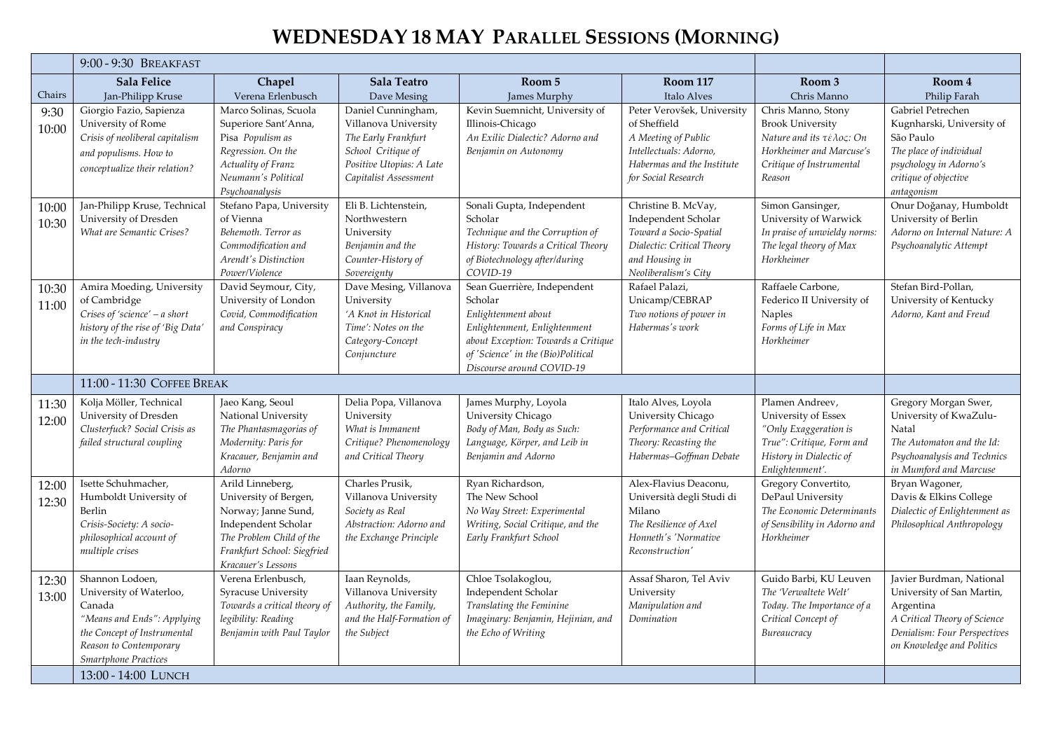# WEDNESDAY 18 MAY Parallel Sessions (Morning)

| | Sala Felice | Chapel | Sala Teatro | Room 5 | Room 117 | Room 3 | Room 4 |
|---|---|---|---|---|---|---|---|
| | 9:00 - 9:30 Breakfast | | | | | | |
| Chairs | Jan-Philipp Kruse | Verena Erlenbusch | Dave Mesing | James Murphy | Italo Alves | Chris Manno | Philip Farah |
| 9:30 10:00 | Giorgio Fazio, Sapienza University of Rome *Crisis of neoliberal capitalism and populisms. How to conceptualize their relation?* | Marco Solinas, Scuola Superiore Sant'Anna, Pisa *Populism as Regression. On the Actuality of Franz Neumann's Political Psychoanalysis* | Daniel Cunningham, Villanova University *The Early Frankfurt School Critique of Positive Utopias: A Late Capitalist Assessment* | Kevin Suemnicht, University of Illinois-Chicago *An Exilic Dialectic? Adorno and Benjamin on Autonomy* | Peter Verovšek, University of Sheffield *A Meeting of Public Intellectuals: Adorno, Habermas and the Institute for Social Research* | Chris Manno, Stony Brook University *Nature and its τέλος: On Horkheimer and Marcuse's Critique of Instrumental Reason* | Gabriel Petrechen Kugnharski, University of São Paulo *The place of individual psychology in Adorno's critique of objective antagonism* |
| 10:00 10:30 | Jan-Philipp Kruse, Technical University of Dresden *What are Semantic Crises?* | Stefano Papa, University of Vienna *Behemoth. Terror as Commodification and Arendt's Distinction Power/Violence* | Eli B. Lichtenstein, Northwestern University *Benjamin and the Counter-History of Sovereignty* | Sonali Gupta, Independent Scholar *Technique and the Corruption of History: Towards a Critical Theory of Biotechnology after/during COVID-19* | Christine B. McVay, Independent Scholar *Toward a Socio-Spatial Dialectic: Critical Theory and Housing in Neoliberalism's City* | Simon Gansinger, University of Warwick *In praise of unwieldy norms: The legal theory of Max Horkheimer* | Onur Doğanay, Humboldt University of Berlin *Adorno on Internal Nature: A Psychoanalytic Attempt* |
| 10:30 11:00 | Amira Moeding, University of Cambridge *Crises of 'science' – a short history of the rise of 'Big Data' in the tech-industry* | David Seymour, City, University of London *Covid, Commodification and Conspiracy* | Dave Mesing, Villanova University *'A Knot in Historical Time': Notes on the Category-Concept Conjuncture* | Sean Guerrière, Independent Scholar *Enlightenment about Enlightenment, Enlightenment about Exception: Towards a Critique of 'Science' in the (Bio)Political Discourse around COVID-19* | Rafael Palazi, Unicamp/CEBRAP *Two notions of power in Habermas's work* | Raffaele Carbone, Federico II University of Naples *Forms of Life in Max Horkheimer* | Stefan Bird-Pollan, University of Kentucky *Adorno, Kant and Freud* |
| | 11:00 - 11:30 Coffee Break | | | | | | |
| 11:30 12:00 | Kolja Möller, Technical University of Dresden *Clusterfuck? Social Crisis as failed structural coupling* | Jaeo Kang, Seoul National University *The Phantasmagorias of Modernity: Paris for Kracauer, Benjamin and Adorno* | Delia Popa, Villanova University *What is Immanent Critique? Phenomenology and Critical Theory* | James Murphy, Loyola University Chicago *Body of Man, Body as Such: Language, Körper, and Leib in Benjamin and Adorno* | Italo Alves, Loyola University Chicago *Performance and Critical Theory: Recasting the Habermas–Goffman Debate* | Plamen Andreev, University of Essex *"Only Exaggeration is True": Critique, Form and History in Dialectic of Enlightenment'.* | Gregory Morgan Swer, University of KwaZulu-Natal *The Automaton and the Id: Psychoanalysis and Technics in Mumford and Marcuse* |
| 12:00 12:30 | Isette Schuhmacher, Humboldt University of Berlin *Crisis-Society: A socio-philosophical account of multiple crises* | Arild Linneberg, University of Bergen, Norway; Janne Sund, Independent Scholar *The Problem Child of the Frankfurt School: Siegfried Kracauer's Lessons* | Charles Prusik, Villanova University *Society as Real Abstraction: Adorno and the Exchange Principle* | Ryan Richardson, The New School *No Way Street: Experimental Writing, Social Critique, and the Early Frankfurt School* | Alex-Flavius Deaconu, Università degli Studi di Milano *The Resilience of Axel Honneth's 'Normative Reconstruction'* | Gregory Convertito, DePaul University *The Economic Determinants of Sensibility in Adorno and Horkheimer* | Bryan Wagoner, Davis & Elkins College *Dialectic of Enlightenment as Philosophical Anthropology* |
| 12:30 13:00 | Shannon Lodoen, University of Waterloo, Canada *"Means and Ends": Applying the Concept of Instrumental Reason to Contemporary Smartphone Practices* | Verena Erlenbusch, Syracuse University *Towards a critical theory of legibility: Reading Benjamin with Paul Taylor* | Iaan Reynolds, Villanova University *Authority, the Family, and the Half-Formation of the Subject* | Chloe Tsolakoglou, Independent Scholar *Translating the Feminine Imaginary: Benjamin, Hejinian, and the Echo of Writing* | Assaf Sharon, Tel Aviv University *Manipulation and Domination* | Guido Barbi, KU Leuven *The 'Verwaltete Welt' Today. The Importance of a Critical Concept of Bureaucracy* | Javier Burdman, National University of San Martin, Argentina *A Critical Theory of Science Denialism: Four Perspectives on Knowledge and Politics* |
| | 13:00 - 14:00 Lunch | | | | | | |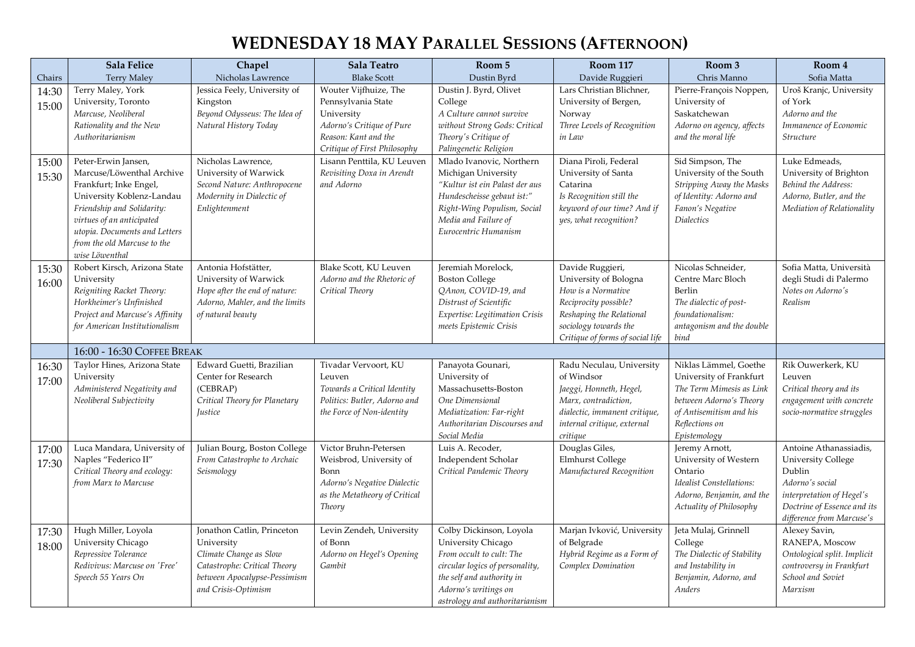# WEDNESDAY 18 MAY PARALLEL SESSIONS (AFTERNOON)

| Chairs | Sala Felice<br>Terry Maley | Chapel<br>Nicholas Lawrence | Sala Teatro<br>Blake Scott | Room 5<br>Dustin Byrd | Room 117<br>Davide Ruggieri | Room 3<br>Chris Manno | Room 4<br>Sofia Matta |
|---|---|---|---|---|---|---|---|
| 14:30<br>15:00 | Terry Maley, York University, Toronto<br>*Marcuse, Neoliberal Rationality and the New Authoritarianism* | Jessica Feely, University of Kingston<br>*Beyond Odysseus: The Idea of Natural History Today* | Wouter Vijfhuize, The Pennsylvania State University<br>*Adorno's Critique of Pure Reason: Kant and the Critique of First Philosophy* | Dustin J. Byrd, Olivet College<br>*A Culture cannot survive without Strong Gods: Critical Theory's Critique of Palingenetic Religion* | Lars Christian Blichner, University of Bergen, Norway<br>*Three Levels of Recognition in Law* | Pierre-François Noppen, University of Saskatchewan<br>*Adorno on agency, affects and the moral life* | Uroš Kranjc, University of York<br>*Adorno and the Immanence of Economic Structure* |
| 15:00<br>15:30 | Peter-Erwin Jansen, Marcuse/Löwenthal Archive Frankfurt; Inke Engel, University Koblenz-Landau<br>*Friendship and Solidarity: virtues of an anticipated utopia. Documents and Letters from the old Marcuse to the wise Löwenthal* | Nicholas Lawrence, University of Warwick<br>*Second Nature: Anthropocene Modernity in Dialectic of Enlightenment* | Lisann Penttila, KU Leuven<br>*Revisiting Doxa in Arendt and Adorno* | Mlado Ivanovic, Northern Michigan University<br>*"Kultur ist ein Palast der aus Hundescheisse gebaut ist:" Right-Wing Populism, Social Media and Failure of Eurocentric Humanism* | Diana Piroli, Federal University of Santa Catarina<br>*Is Recognition still the keyword of our time? And if yes, what recognition?* | Sid Simpson, The University of the South<br>*Stripping Away the Masks of Identity: Adorno and Fanon's Negative Dialectics* | Luke Edmeads, University of Brighton<br>*Behind the Address: Adorno, Butler, and the Mediation of Relationality* |
| 15:30<br>16:00 | Robert Kirsch, Arizona State University<br>*Reigniting Racket Theory: Horkheimer's Unfinished Project and Marcuse's Affinity for American Institutionalism* | Antonia Hofstätter, University of Warwick<br>*Hope after the end of nature: Adorno, Mahler, and the limits of natural beauty* | Blake Scott, KU Leuven<br>*Adorno and the Rhetoric of Critical Theory* | Jeremiah Morelock, Boston College<br>*QAnon, COVID-19, and Distrust of Scientific Expertise: Legitimation Crisis meets Epistemic Crisis* | Davide Ruggieri, University of Bologna<br>*How is a Normative Reciprocity possible? Reshaping the Relational sociology towards the Critique of forms of social life* | Nicolas Schneider, Centre Marc Bloch Berlin<br>*The dialectic of post-foundationalism: antagonism and the double bind* | Sofia Matta, Università degli Studi di Palermo<br>*Notes on Adorno's Realism* |
| | 16:00 - 16:30 COFFEE BREAK | | | | | | |
| 16:30<br>17:00 | Taylor Hines, Arizona State University<br>*Administered Negativity and Neoliberal Subjectivity* | Edward Guetti, Brazilian Center for Research (CEBRAP)<br>*Critical Theory for Planetary Justice* | Tivadar Vervoort, KU Leuven<br>*Towards a Critical Identity Politics: Butler, Adorno and the Force of Non-identity* | Panayota Gounari, University of Massachusetts-Boston<br>*One Dimensional Mediatization: Far-right Authoritarian Discourses and Social Media* | Radu Neculau, University of Windsor<br>*Jaeggi, Honneth, Hegel, Marx, contradiction, dialectic, immanent critique, internal critique, external critique* | Niklas Lämmel, Goethe University of Frankfurt<br>*The Term Mimesis as Link between Adorno's Theory of Antisemitism and his Reflections on Epistemology* | Rik Ouwerkerk, KU Leuven<br>*Critical theory and its engagement with concrete socio-normative struggles* |
| 17:00<br>17:30 | Luca Mandara, University of Naples "Federico II"<br>*Critical Theory and ecology: from Marx to Marcuse* | Julian Bourg, Boston College<br>*From Catastrophe to Archaic Seismology* | Victor Bruhn-Petersen Weisbrod, University of Bonn<br>*Adorno's Negative Dialectic as the Metatheory of Critical Theory* | Luis A. Recoder, Independent Scholar<br>*Critical Pandemic Theory* | Douglas Giles, Elmhurst College<br>*Manufactured Recognition* | Jeremy Arnott, University of Western Ontario<br>*Idealist Constellations: Adorno, Benjamin, and the Actuality of Philosophy* | Antoine Athanassiadis, University College Dublin<br>*Adorno's social interpretation of Hegel's Doctrine of Essence and its difference from Marcuse's* |
| 17:30<br>18:00 | Hugh Miller, Loyola University Chicago<br>*Repressive Tolerance Redivivus: Marcuse on 'Free' Speech 55 Years On* | Jonathon Catlin, Princeton University<br>*Climate Change as Slow Catastrophe: Critical Theory between Apocalypse-Pessimism and Crisis-Optimism* | Levin Zendeh, University of Bonn<br>*Adorno on Hegel's Opening Gambit* | Colby Dickinson, Loyola University Chicago<br>*From occult to cult: The circular logics of personality, the self and authority in Adorno's writings on astrology and authoritarianism* | Marjan Ivković, University of Belgrade<br>*Hybrid Regime as a Form of Complex Domination* | Jeta Mulaj, Grinnell College<br>*The Dialectic of Stability and Instability in Benjamin, Adorno, and Anders* | Alexey Savin, RANEPA, Moscow<br>*Ontological split. Implicit controversy in Frankfurt School and Soviet Marxism* |